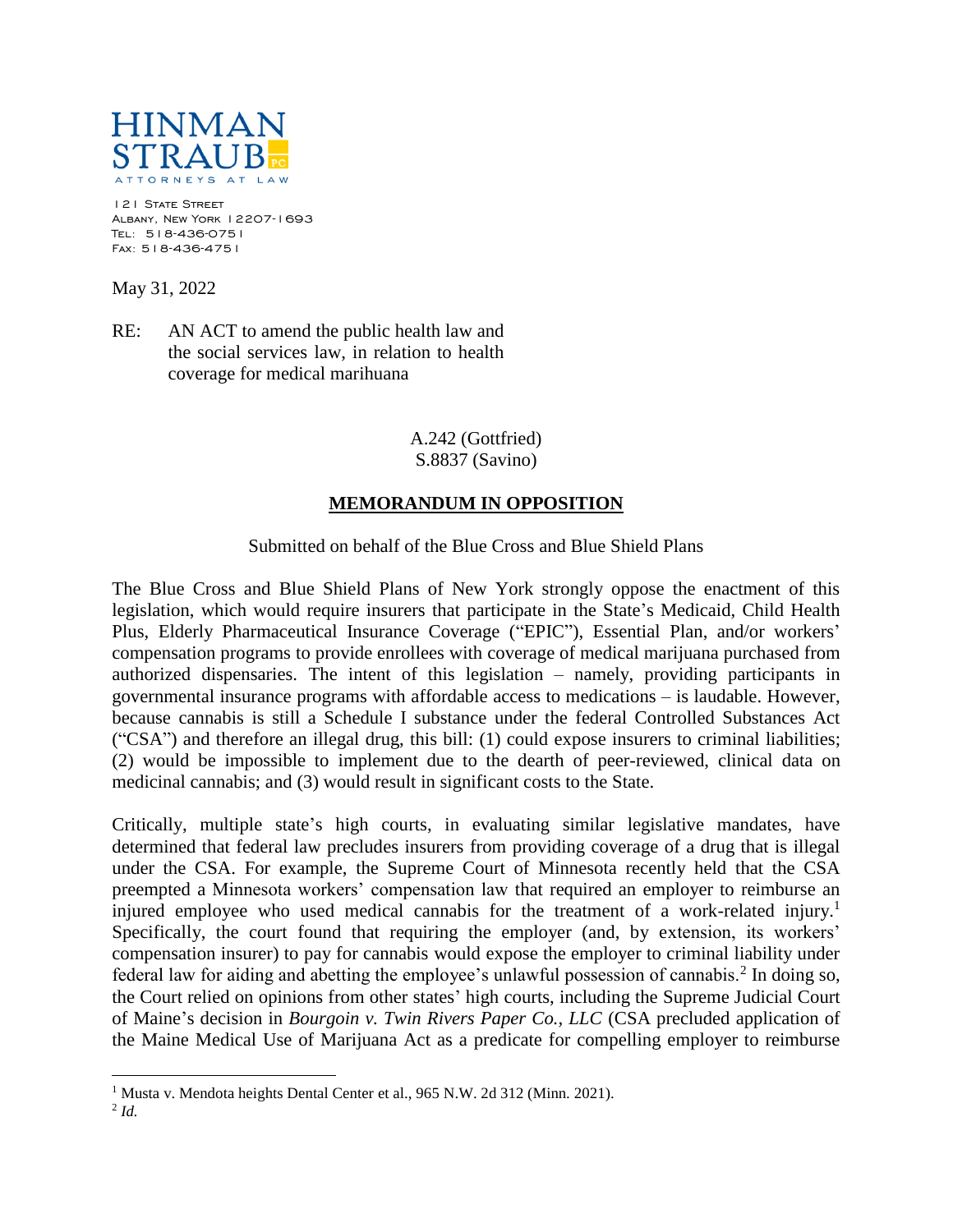HINMAN STRAUB P.C.

ATTORNEYS AT LAW

121 State Street
Albany, New York 12207-1693
Tel: 518-436-0751
Fax: 518-436-4751

May 31, 2022

RE: AN ACT to amend the public health law and the social services law, in relation to health coverage for medical marihuana

A.242 (Gottfried)
S.8837 (Savino)

**MEMORANDUM IN OPPOSITION**

Submitted on behalf of the Blue Cross and Blue Shield Plans

The Blue Cross and Blue Shield Plans of New York strongly oppose the enactment of this legislation, which would require insurers that participate in the State's Medicaid, Child Health Plus, Elderly Pharmaceutical Insurance Coverage ("EPIC"), Essential Plan, and/or workers' compensation programs to provide enrollees with coverage of medical marijuana purchased from authorized dispensaries. The intent of this legislation – namely, providing participants in governmental insurance programs with affordable access to medications – is laudable. However, because cannabis is still a Schedule I substance under the federal Controlled Substances Act ("CSA") and therefore an illegal drug, this bill: (1) could expose insurers to criminal liabilities; (2) would be impossible to implement due to the dearth of peer-reviewed, clinical data on medicinal cannabis; and (3) would result in significant costs to the State.

Critically, multiple state's high courts, in evaluating similar legislative mandates, have determined that federal law precludes insurers from providing coverage of a drug that is illegal under the CSA. For example, the Supreme Court of Minnesota recently held that the CSA preempted a Minnesota workers' compensation law that required an employer to reimburse an injured employee who used medical cannabis for the treatment of a work-related injury.[1] Specifically, the court found that requiring the employer (and, by extension, its workers' compensation insurer) to pay for cannabis would expose the employer to criminal liability under federal law for aiding and abetting the employee's unlawful possession of cannabis.[2] In doing so, the Court relied on opinions from other states' high courts, including the Supreme Judicial Court of Maine's decision in *Bourgoin v. Twin Rivers Paper Co., LLC* (CSA precluded application of the Maine Medical Use of Marijuana Act as a predicate for compelling employer to reimburse

---

[1] Musta v. Mendota heights Dental Center et al., 965 N.W. 2d 312 (Minn. 2021).

[2] *Id.*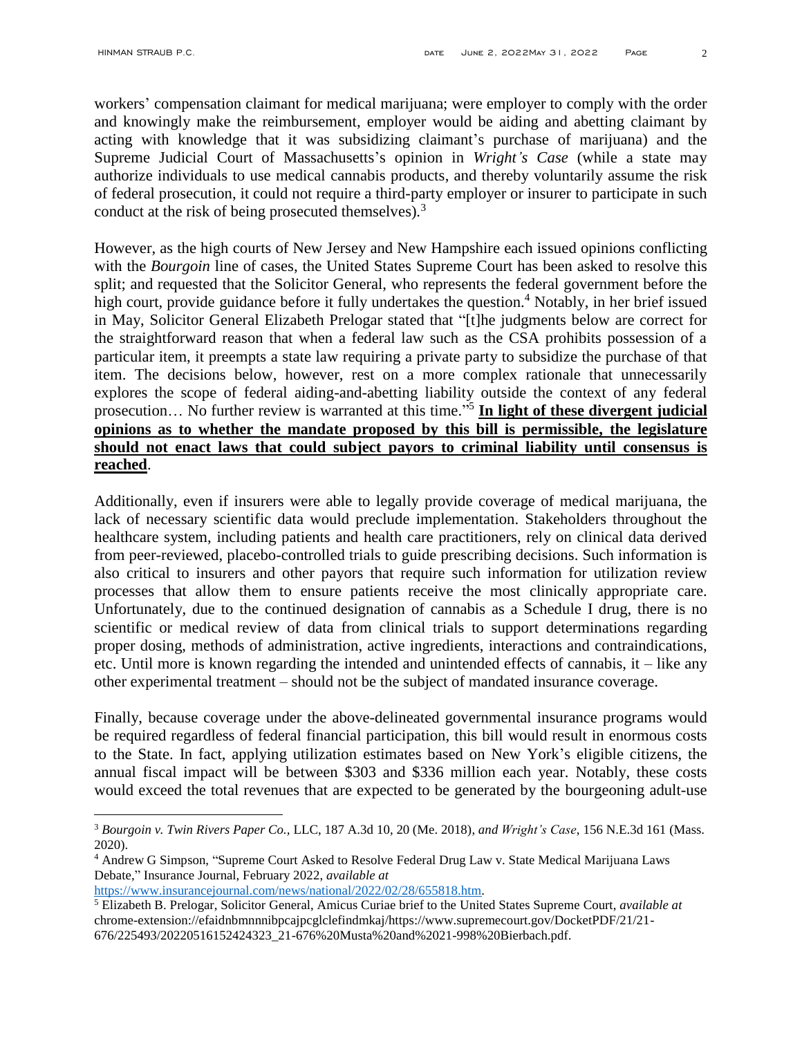workers' compensation claimant for medical marijuana; were employer to comply with the order and knowingly make the reimbursement, employer would be aiding and abetting claimant by acting with knowledge that it was subsidizing claimant's purchase of marijuana) and the Supreme Judicial Court of Massachusetts's opinion in *Wright's Case* (while a state may authorize individuals to use medical cannabis products, and thereby voluntarily assume the risk of federal prosecution, it could not require a third-party employer or insurer to participate in such conduct at the risk of being prosecuted themselves).[3]

However, as the high courts of New Jersey and New Hampshire each issued opinions conflicting with the *Bourgoin* line of cases, the United States Supreme Court has been asked to resolve this split; and requested that the Solicitor General, who represents the federal government before the high court, provide guidance before it fully undertakes the question.[4] Notably, in her brief issued in May, Solicitor General Elizabeth Prelogar stated that "[t]he judgments below are correct for the straightforward reason that when a federal law such as the CSA prohibits possession of a particular item, it preempts a state law requiring a private party to subsidize the purchase of that item. The decisions below, however, rest on a more complex rationale that unnecessarily explores the scope of federal aiding-and-abetting liability outside the context of any federal prosecution… No further review is warranted at this time."[5] **<u>In light of these divergent judicial opinions as to whether the mandate proposed by this bill is permissible, the legislature should not enact laws that could subject payors to criminal liability until consensus is reached</u>**.

Additionally, even if insurers were able to legally provide coverage of medical marijuana, the lack of necessary scientific data would preclude implementation. Stakeholders throughout the healthcare system, including patients and health care practitioners, rely on clinical data derived from peer-reviewed, placebo-controlled trials to guide prescribing decisions. Such information is also critical to insurers and other payors that require such information for utilization review processes that allow them to ensure patients receive the most clinically appropriate care. Unfortunately, due to the continued designation of cannabis as a Schedule I drug, there is no scientific or medical review of data from clinical trials to support determinations regarding proper dosing, methods of administration, active ingredients, interactions and contraindications, etc. Until more is known regarding the intended and unintended effects of cannabis, it – like any other experimental treatment – should not be the subject of mandated insurance coverage.

Finally, because coverage under the above-delineated governmental insurance programs would be required regardless of federal financial participation, this bill would result in enormous costs to the State. In fact, applying utilization estimates based on New York's eligible citizens, the annual fiscal impact will be between $303 and $336 million each year. Notably, these costs would exceed the total revenues that are expected to be generated by the bourgeoning adult-use

---

[3] *Bourgoin v. Twin Rivers Paper Co.,* LLC, 187 A.3d 10, 20 (Me. 2018), *and Wright's Case*, 156 N.E.3d 161 (Mass. 2020).

[4] Andrew G Simpson, "Supreme Court Asked to Resolve Federal Drug Law v. State Medical Marijuana Laws Debate," Insurance Journal, February 2022, *available at* https://www.insurancejournal.com/news/national/2022/02/28/655818.htm.

[5] Elizabeth B. Prelogar, Solicitor General, Amicus Curiae brief to the United States Supreme Court, *available at* chrome-extension://efaidnbmnnnibpcajpcglclefindmkaj/https://www.supremecourt.gov/DocketPDF/21/21-676/225493/20220516152424323_21-676%20Musta%20and%2021-998%20Bierbach.pdf.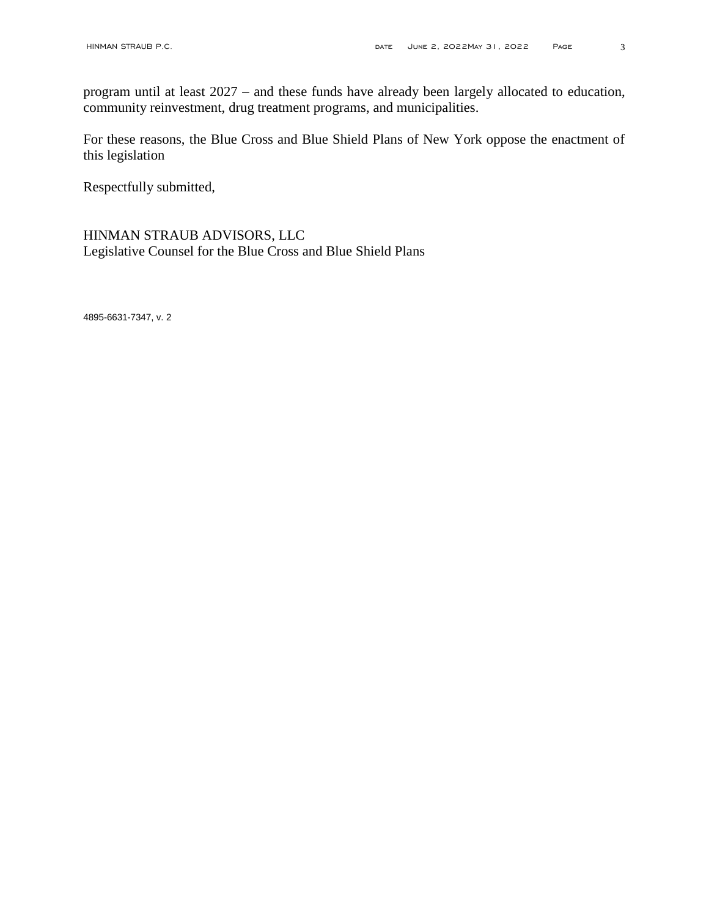program until at least 2027 – and these funds have already been largely allocated to education, community reinvestment, drug treatment programs, and municipalities.

For these reasons, the Blue Cross and Blue Shield Plans of New York oppose the enactment of this legislation

Respectfully submitted,

HINMAN STRAUB ADVISORS, LLC
Legislative Counsel for the Blue Cross and Blue Shield Plans

4895-6631-7347, v. 2